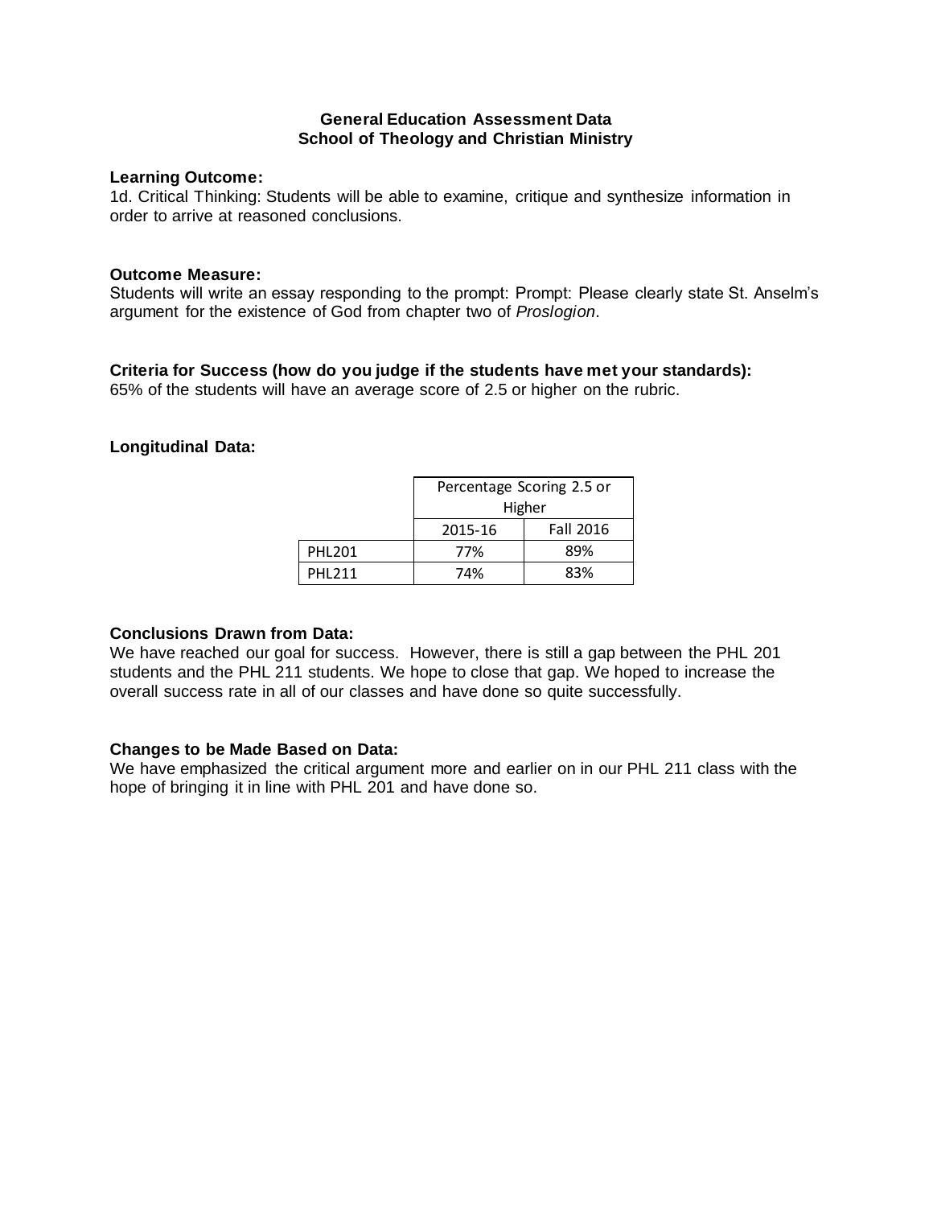**General Education Assessment Data**
**School of Theology and Christian Ministry**

**Learning Outcome:**
1d. Critical Thinking: Students will be able to examine, critique and synthesize information in order to arrive at reasoned conclusions.

**Outcome Measure:**
Students will write an essay responding to the prompt: Prompt: Please clearly state St. Anselm's argument for the existence of God from chapter two of *Proslogion*.

**Criteria for Success (how do you judge if the students have met your standards):**
65% of the students will have an average score of 2.5 or higher on the rubric.

**Longitudinal Data:**

| | Percentage Scoring 2.5 or Higher | |
|---|---|---|
| | 2015-16 | Fall 2016 |
| PHL201 | 77% | 89% |
| PHL211 | 74% | 83% |

**Conclusions Drawn from Data:**
We have reached our goal for success. However, there is still a gap between the PHL 201 students and the PHL 211 students. We hope to close that gap. We hoped to increase the overall success rate in all of our classes and have done so quite successfully.

**Changes to be Made Based on Data:**
We have emphasized the critical argument more and earlier on in our PHL 211 class with the hope of bringing it in line with PHL 201 and have done so.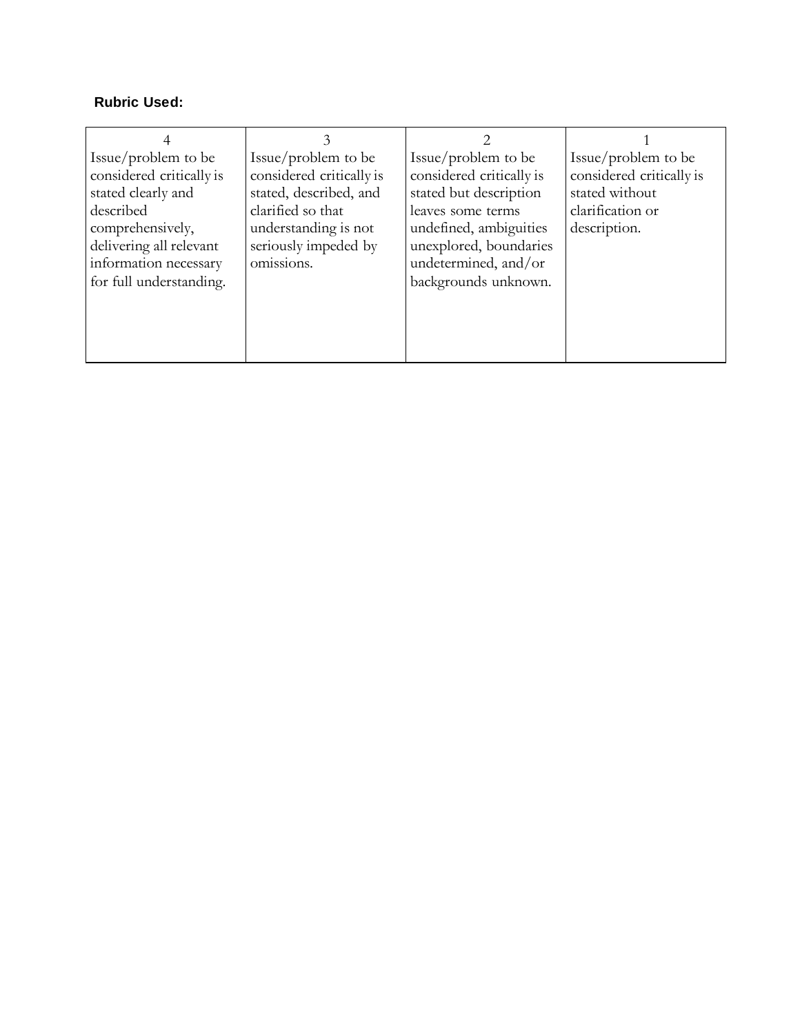**Rubric Used:**

| 4 | 3 | 2 | 1 |
|---|---|---|---|
| Issue/problem to be considered critically is stated clearly and described comprehensively, delivering all relevant information necessary for full understanding. | Issue/problem to be considered critically is stated, described, and clarified so that understanding is not seriously impeded by omissions. | Issue/problem to be considered critically is stated but description leaves some terms undefined, ambiguities unexplored, boundaries undetermined, and/or backgrounds unknown. | Issue/problem to be considered critically is stated without clarification or description. |